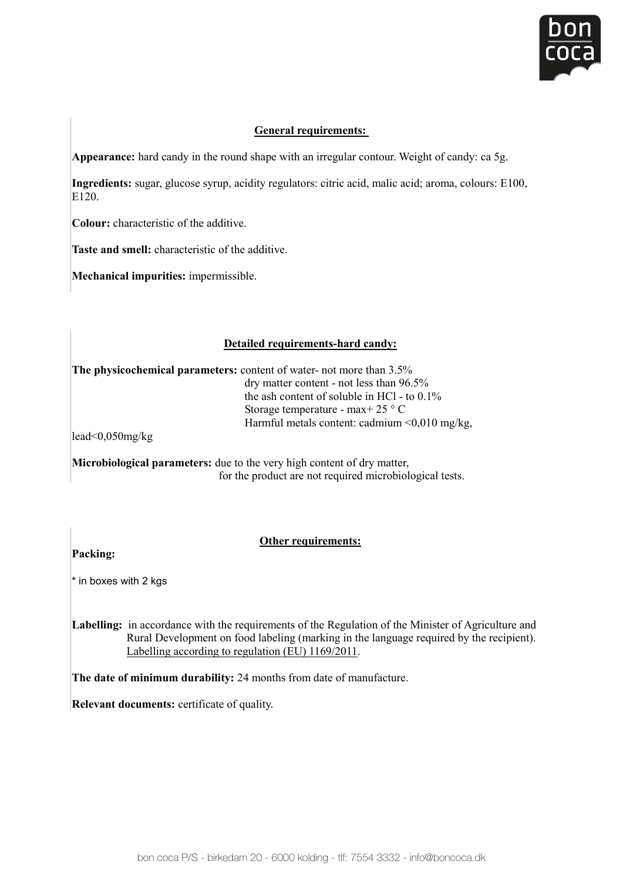## General requirements:

**Appearance:** hard candy in the round shape with an irregular contour. Weight of candy: ca 5g.

**Ingredients:** sugar, glucose syrup, acidity regulators: citric acid, malic acid; aroma, colours: E100, E120.

**Colour:** characteristic of the additive.

**Taste and smell:** characteristic of the additive.

**Mechanical impurities:** impermissible.

## Detailed requirements-hard candy:

**The physicochemical parameters:** content of water- not more than 3.5%
dry matter content - not less than 96.5%
the ash content of soluble in HCl - to 0.1%
Storage temperature - max+ 25 ° C
Harmful metals content: cadmium <0,010 mg/kg, lead<0,050mg/kg

**Microbiological parameters:** due to the very high content of dry matter, for the product are not required microbiological tests.

## Other requirements:

**Packing:**

* in boxes with 2 kgs

**Labelling:** in accordance with the requirements of the Regulation of the Minister of Agriculture and Rural Development on food labeling (marking in the language required by the recipient). Labelling according to regulation (EU) 1169/2011.

**The date of minimum durability:** 24 months from date of manufacture.

**Relevant documents:** certificate of quality.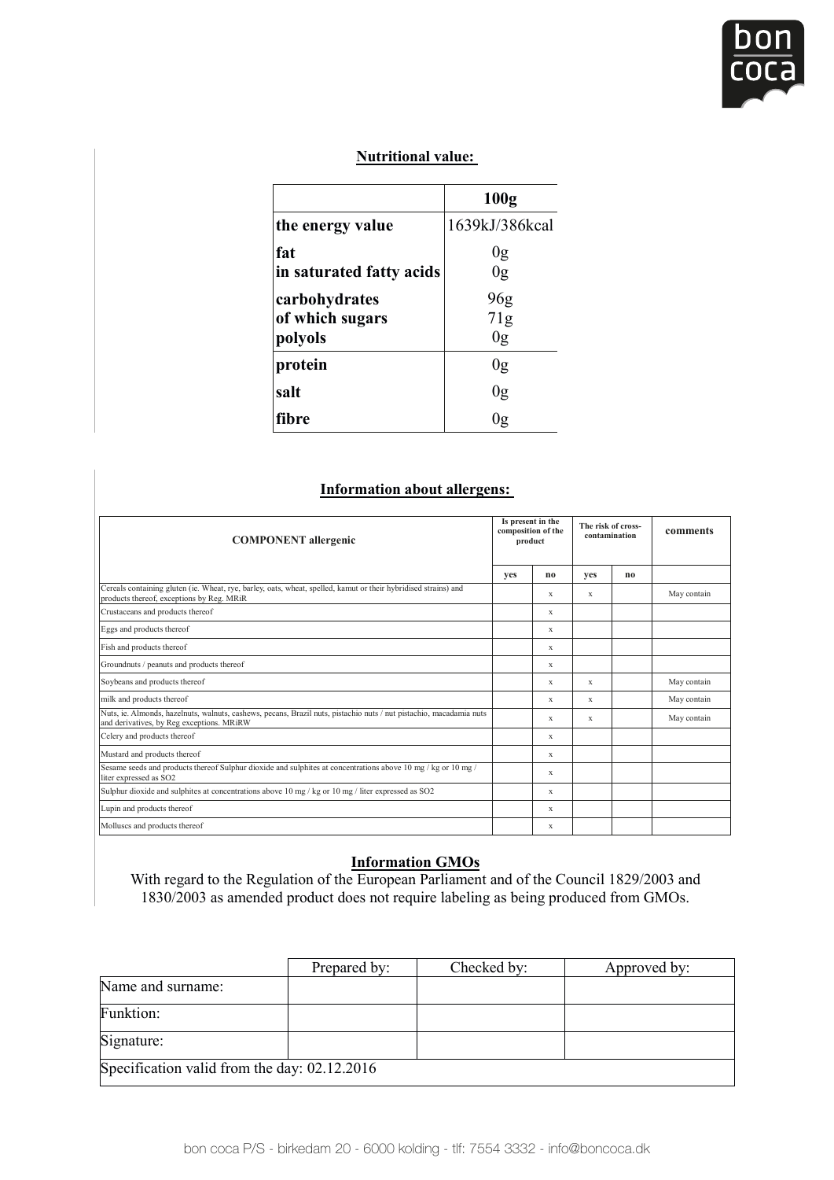## Nutritional value:

| | 100g |
|---|---|
| the energy value | 1639kJ/386kcal |
| fat | 0g |
| in saturated fatty acids | 0g |
| carbohydrates | 96g |
| of which sugars | 71g |
| polyols | 0g |
| protein | 0g |
| salt | 0g |
| fibre | 0g |

## Information about allergens:

| COMPONENT allergenic | Is present in the composition of the product | | The risk of cross-contamination | | comments |
|---|---|---|---|---|---|
| | yes | no | yes | no | |
| Cereals containing gluten (ie. Wheat, rye, barley, oats, wheat, spelled, kamut or their hybridised strains) and products thereof, exceptions by Reg. MRiR | | x | x | | May contain |
| Crustaceans and products thereof | | x | | | |
| Eggs and products thereof | | x | | | |
| Fish and products thereof | | x | | | |
| Groundnuts / peanuts and products thereof | | x | | | |
| Soybeans and products thereof | | x | x | | May contain |
| milk and products thereof | | x | x | | May contain |
| Nuts, ie. Almonds, hazelnuts, walnuts, cashews, pecans, Brazil nuts, pistachio nuts / nut pistachio, macadamia nuts and derivatives, by Reg exceptions. MRiRW | | x | x | | May contain |
| Celery and products thereof | | x | | | |
| Mustard and products thereof | | x | | | |
| Sesame seeds and products thereof Sulphur dioxide and sulphites at concentrations above 10 mg / kg or 10 mg / liter expressed as SO2 | | x | | | |
| Sulphur dioxide and sulphites at concentrations above 10 mg / kg or 10 mg / liter expressed as SO2 | | x | | | |
| Lupin and products thereof | | x | | | |
| Molluscs and products thereof | | x | | | |

## Information GMOs

With regard to the Regulation of the European Parliament and of the Council 1829/2003 and 1830/2003 as amended product does not require labeling as being produced from GMOs.

| | Prepared by: | Checked by: | Approved by: |
|---|---|---|---|
| Name and surname: | | | |
| Funktion: | | | |
| Signature: | | | |
| Specification valid from the day: 02.12.2016 | | | |

bon coca P/S - birkedam 20 - 6000 kolding - tlf: 7554 3332 - info@boncoca.dk